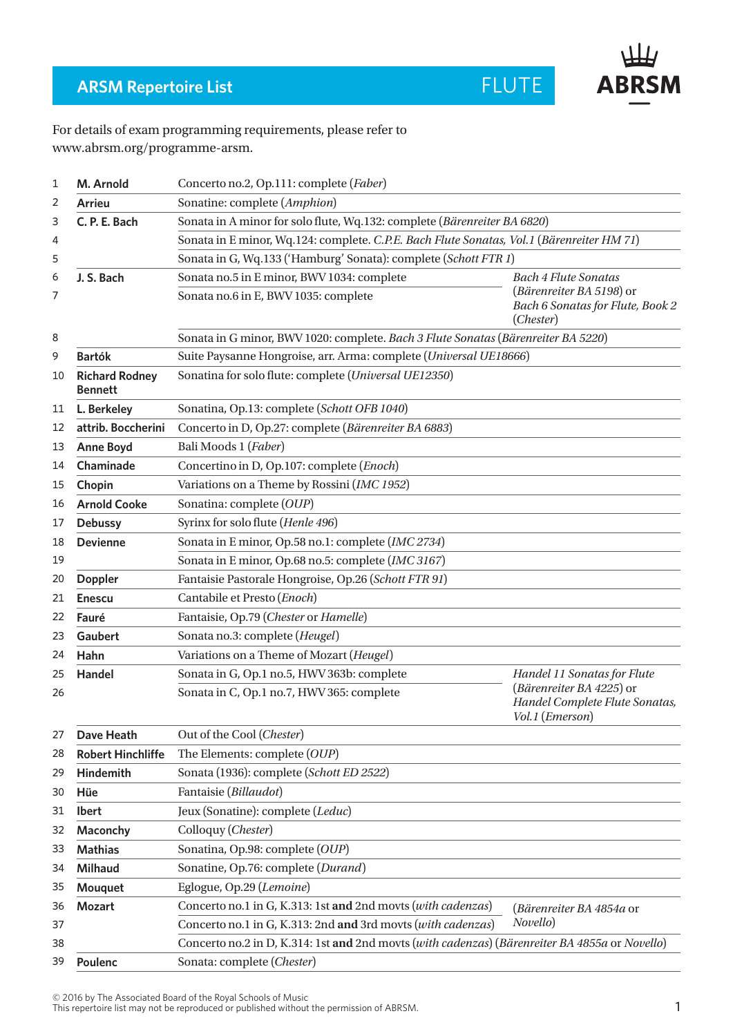# ARSM Repertoire List

## FLUTE

For details of exam programming requirements, please refer to www.abrsm.org/programme-arsm.

| | Composer | Work | Edition |
|---|---|---|---|
| 1 | **M. Arnold** | Concerto no.2, Op.111: complete (*Faber*) | |
| 2 | **Arrieu** | Sonatine: complete (*Amphion*) | |
| 3 | **C. P. E. Bach** | Sonata in A minor for solo flute, Wq.132: complete (*Bärenreiter BA 6820*) | |
| 4 | | Sonata in E minor, Wq.124: complete. *C.P.E. Bach Flute Sonatas, Vol.1* (*Bärenreiter HM 71*) | |
| 5 | | Sonata in G, Wq.133 ('Hamburg' Sonata): complete (*Schott FTR 1*) | |
| 6 | **J. S. Bach** | Sonata no.5 in E minor, BWV 1034: complete | *Bach 4 Flute Sonatas* (*Bärenreiter BA 5198*) or *Bach 6 Sonatas for Flute, Book 2* (*Chester*) |
| 7 | | Sonata no.6 in E, BWV 1035: complete | |
| 8 | | Sonata in G minor, BWV 1020: complete. *Bach 3 Flute Sonatas* (*Bärenreiter BA 5220*) | |
| 9 | **Bartók** | Suite Paysanne Hongroise, arr. Arma: complete (*Universal UE18666*) | |
| 10 | **Richard Rodney Bennett** | Sonatina for solo flute: complete (*Universal UE12350*) | |
| 11 | **L. Berkeley** | Sonatina, Op.13: complete (*Schott OFB 1040*) | |
| 12 | **attrib. Boccherini** | Concerto in D, Op.27: complete (*Bärenreiter BA 6883*) | |
| 13 | **Anne Boyd** | Bali Moods 1 (*Faber*) | |
| 14 | **Chaminade** | Concertino in D, Op.107: complete (*Enoch*) | |
| 15 | **Chopin** | Variations on a Theme by Rossini (*IMC 1952*) | |
| 16 | **Arnold Cooke** | Sonatina: complete (*OUP*) | |
| 17 | **Debussy** | Syrinx for solo flute (*Henle 496*) | |
| 18 | **Devienne** | Sonata in E minor, Op.58 no.1: complete (*IMC 2734*) | |
| 19 | | Sonata in E minor, Op.68 no.5: complete (*IMC 3167*) | |
| 20 | **Doppler** | Fantaisie Pastorale Hongroise, Op.26 (*Schott FTR 91*) | |
| 21 | **Enescu** | Cantabile et Presto (*Enoch*) | |
| 22 | **Fauré** | Fantaisie, Op.79 (*Chester* or *Hamelle*) | |
| 23 | **Gaubert** | Sonata no.3: complete (*Heugel*) | |
| 24 | **Hahn** | Variations on a Theme of Mozart (*Heugel*) | |
| 25 | **Handel** | Sonata in G, Op.1 no.5, HWV 363b: complete | *Handel 11 Sonatas for Flute* (*Bärenreiter BA 4225*) or *Handel Complete Flute Sonatas, Vol.1* (*Emerson*) |
| 26 | | Sonata in C, Op.1 no.7, HWV 365: complete | |
| 27 | **Dave Heath** | Out of the Cool (*Chester*) | |
| 28 | **Robert Hinchliffe** | The Elements: complete (*OUP*) | |
| 29 | **Hindemith** | Sonata (1936): complete (*Schott ED 2522*) | |
| 30 | **Hüe** | Fantaisie (*Billaudot*) | |
| 31 | **Ibert** | Jeux (Sonatine): complete (*Leduc*) | |
| 32 | **Maconchy** | Colloquy (*Chester*) | |
| 33 | **Mathias** | Sonatina, Op.98: complete (*OUP*) | |
| 34 | **Milhaud** | Sonatine, Op.76: complete (*Durand*) | |
| 35 | **Mouquet** | Eglogue, Op.29 (*Lemoine*) | |
| 36 | **Mozart** | Concerto no.1 in G, K.313: 1st **and** 2nd movts (*with cadenzas*) | (*Bärenreiter BA 4854a* or *Novello*) |
| 37 | | Concerto no.1 in G, K.313: 2nd **and** 3rd movts (*with cadenzas*) | |
| 38 | | Concerto no.2 in D, K.314: 1st **and** 2nd movts (*with cadenzas*) (*Bärenreiter BA 4855a* or *Novello*) | |
| 39 | **Poulenc** | Sonata: complete (*Chester*) | |

© 2016 by The Associated Board of the Royal Schools of Music
This repertoire list may not be reproduced or published without the permission of ABRSM.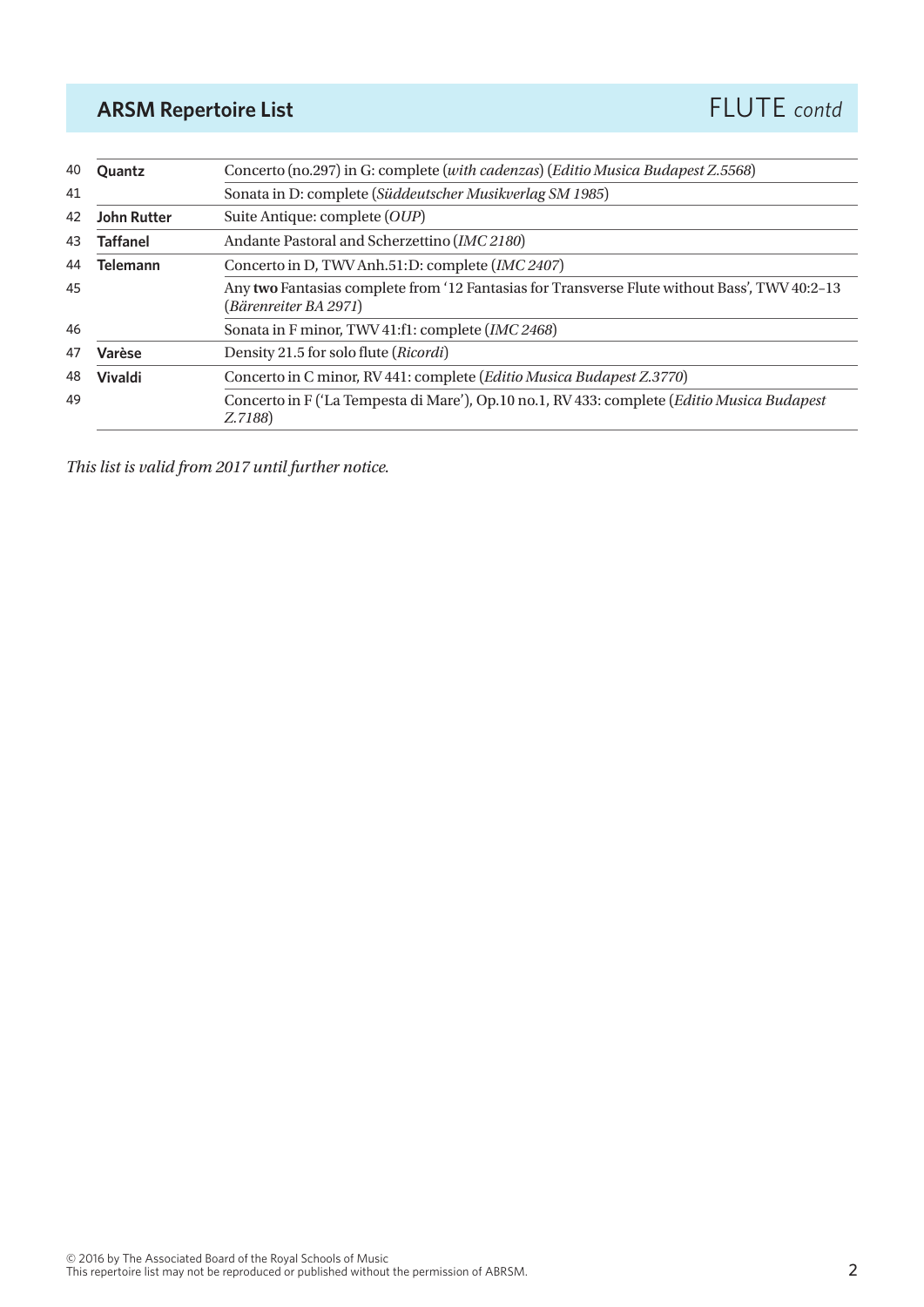## ARSM Repertoire List

FLUTE *contd*

| | | |
|---|---|---|
| 40 | **Quantz** | Concerto (no.297) in G: complete (*with cadenzas*) (*Editio Musica Budapest Z.5568*) |
| 41 | | Sonata in D: complete (*Süddeutscher Musikverlag SM 1985*) |
| 42 | **John Rutter** | Suite Antique: complete (*OUP*) |
| 43 | **Taffanel** | Andante Pastoral and Scherzettino (*IMC 2180*) |
| 44 | **Telemann** | Concerto in D, TWV Anh.51:D: complete (*IMC 2407*) |
| 45 | | Any **two** Fantasias complete from '12 Fantasias for Transverse Flute without Bass', TWV 40:2–13 (*Bärenreiter BA 2971*) |
| 46 | | Sonata in F minor, TWV 41:f1: complete (*IMC 2468*) |
| 47 | **Varèse** | Density 21.5 for solo flute (*Ricordi*) |
| 48 | **Vivaldi** | Concerto in C minor, RV 441: complete (*Editio Musica Budapest Z.3770*) |
| 49 | | Concerto in F ('La Tempesta di Mare'), Op.10 no.1, RV 433: complete (*Editio Musica Budapest Z.7188*) |

*This list is valid from 2017 until further notice.*

© 2016 by The Associated Board of the Royal Schools of Music
This repertoire list may not be reproduced or published without the permission of ABRSM.